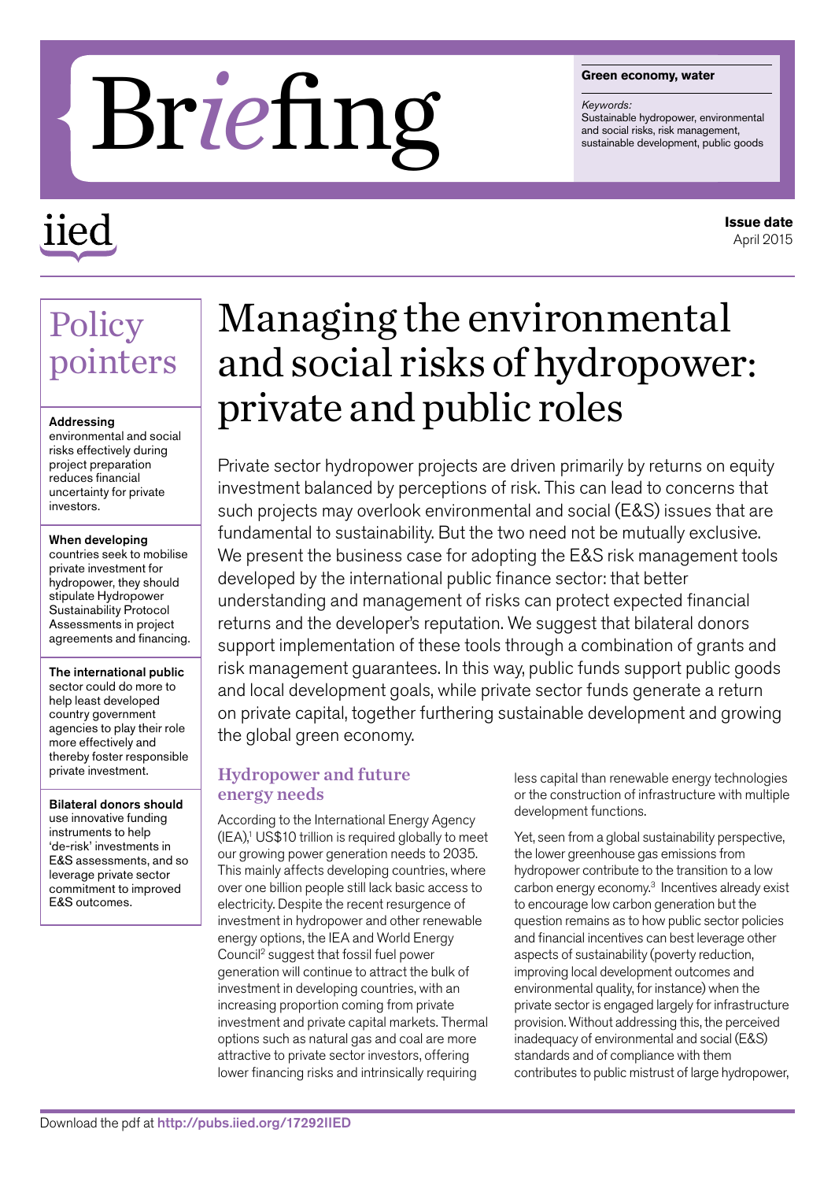# Briefing

**Green economy, water**

*Keywords:*
Sustainable hydropower, environmental and social risks, risk management, sustainable development, public goods

iied

**Issue date**
April 2015

## Policy pointers

**Addressing** environmental and social risks effectively during project preparation reduces financial uncertainty for private investors.

**When developing** countries seek to mobilise private investment for hydropower, they should stipulate Hydropower Sustainability Protocol Assessments in project agreements and financing.

**The international public** sector could do more to help least developed country government agencies to play their role more effectively and thereby foster responsible private investment.

**Bilateral donors should** use innovative funding instruments to help 'de-risk' investments in E&S assessments, and so leverage private sector commitment to improved E&S outcomes.

# Managing the environmental and social risks of hydropower: private and public roles

Private sector hydropower projects are driven primarily by returns on equity investment balanced by perceptions of risk. This can lead to concerns that such projects may overlook environmental and social (E&S) issues that are fundamental to sustainability. But the two need not be mutually exclusive. We present the business case for adopting the E&S risk management tools developed by the international public finance sector: that better understanding and management of risks can protect expected financial returns and the developer's reputation. We suggest that bilateral donors support implementation of these tools through a combination of grants and risk management guarantees. In this way, public funds support public goods and local development goals, while private sector funds generate a return on private capital, together furthering sustainable development and growing the global green economy.

## Hydropower and future energy needs

According to the International Energy Agency (IEA),[1] US$10 trillion is required globally to meet our growing power generation needs to 2035. This mainly affects developing countries, where over one billion people still lack basic access to electricity. Despite the recent resurgence of investment in hydropower and other renewable energy options, the IEA and World Energy Council[2] suggest that fossil fuel power generation will continue to attract the bulk of investment in developing countries, with an increasing proportion coming from private investment and private capital markets. Thermal options such as natural gas and coal are more attractive to private sector investors, offering lower financing risks and intrinsically requiring less capital than renewable energy technologies or the construction of infrastructure with multiple development functions.

Yet, seen from a global sustainability perspective, the lower greenhouse gas emissions from hydropower contribute to the transition to a low carbon energy economy.[3] Incentives already exist to encourage low carbon generation but the question remains as to how public sector policies and financial incentives can best leverage other aspects of sustainability (poverty reduction, improving local development outcomes and environmental quality, for instance) when the private sector is engaged largely for infrastructure provision. Without addressing this, the perceived inadequacy of environmental and social (E&S) standards and of compliance with them contributes to public mistrust of large hydropower,

Download the pdf at http://pubs.iied.org/17292IIED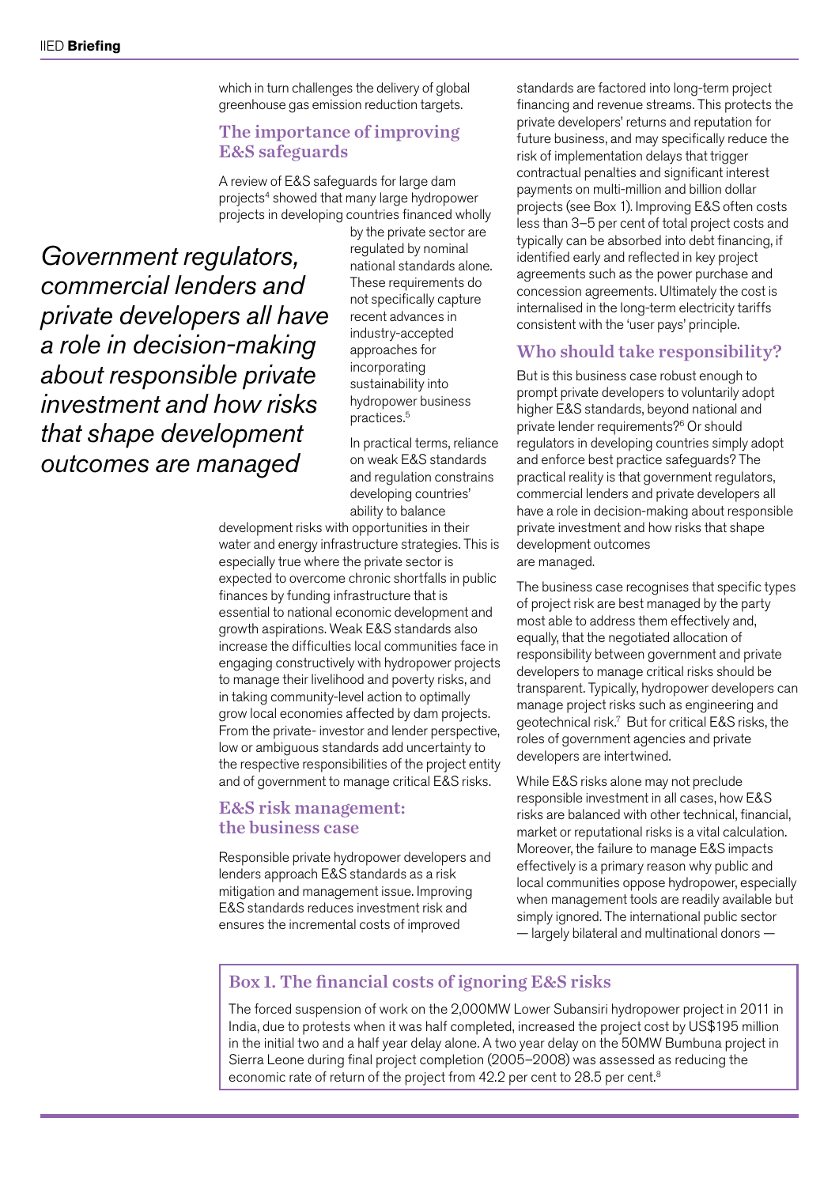which in turn challenges the delivery of global greenhouse gas emission reduction targets.

## The importance of improving E&S safeguards

A review of E&S safeguards for large dam projects[4] showed that many large hydropower projects in developing countries financed wholly by the private sector are regulated by nominal national standards alone. These requirements do not specifically capture recent advances in industry-accepted approaches for incorporating sustainability into hydropower business practices.[5]

*Government regulators, commercial lenders and private developers all have a role in decision-making about responsible private investment and how risks that shape development outcomes are managed*

In practical terms, reliance on weak E&S standards and regulation constrains developing countries' ability to balance development risks with opportunities in their water and energy infrastructure strategies. This is especially true where the private sector is expected to overcome chronic shortfalls in public finances by funding infrastructure that is essential to national economic development and growth aspirations. Weak E&S standards also increase the difficulties local communities face in engaging constructively with hydropower projects to manage their livelihood and poverty risks, and in taking community-level action to optimally grow local economies affected by dam projects. From the private- investor and lender perspective, low or ambiguous standards add uncertainty to the respective responsibilities of the project entity and of government to manage critical E&S risks.

## E&S risk management: the business case

Responsible private hydropower developers and lenders approach E&S standards as a risk mitigation and management issue. Improving E&S standards reduces investment risk and ensures the incremental costs of improved standards are factored into long-term project financing and revenue streams. This protects the private developers' returns and reputation for future business, and may specifically reduce the risk of implementation delays that trigger contractual penalties and significant interest payments on multi-million and billion dollar projects (see Box 1). Improving E&S often costs less than 3–5 per cent of total project costs and typically can be absorbed into debt financing, if identified early and reflected in key project agreements such as the power purchase and concession agreements. Ultimately the cost is internalised in the long-term electricity tariffs consistent with the 'user pays' principle.

## Who should take responsibility?

But is this business case robust enough to prompt private developers to voluntarily adopt higher E&S standards, beyond national and private lender requirements?[6] Or should regulators in developing countries simply adopt and enforce best practice safeguards? The practical reality is that government regulators, commercial lenders and private developers all have a role in decision-making about responsible private investment and how risks that shape development outcomes are managed.

The business case recognises that specific types of project risk are best managed by the party most able to address them effectively and, equally, that the negotiated allocation of responsibility between government and private developers to manage critical risks should be transparent. Typically, hydropower developers can manage project risks such as engineering and geotechnical risk.[7] But for critical E&S risks, the roles of government agencies and private developers are intertwined.

While E&S risks alone may not preclude responsible investment in all cases, how E&S risks are balanced with other technical, financial, market or reputational risks is a vital calculation. Moreover, the failure to manage E&S impacts effectively is a primary reason why public and local communities oppose hydropower, especially when management tools are readily available but simply ignored. The international public sector — largely bilateral and multinational donors —

### Box 1. The financial costs of ignoring E&S risks

The forced suspension of work on the 2,000MW Lower Subansiri hydropower project in 2011 in India, due to protests when it was half completed, increased the project cost by US$195 million in the initial two and a half year delay alone. A two year delay on the 50MW Bumbuna project in Sierra Leone during final project completion (2005–2008) was assessed as reducing the economic rate of return of the project from 42.2 per cent to 28.5 per cent.[8]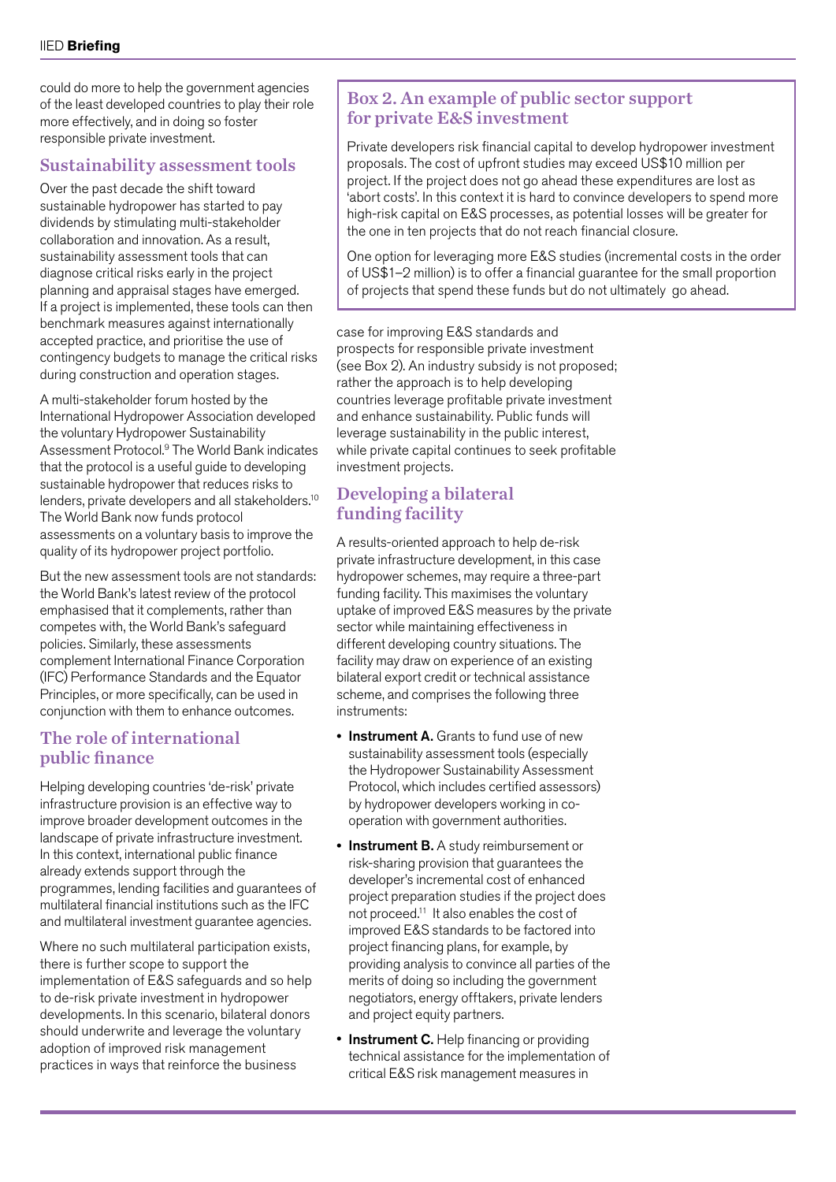could do more to help the government agencies of the least developed countries to play their role more effectively, and in doing so foster responsible private investment.

## Sustainability assessment tools

Over the past decade the shift toward sustainable hydropower has started to pay dividends by stimulating multi-stakeholder collaboration and innovation. As a result, sustainability assessment tools that can diagnose critical risks early in the project planning and appraisal stages have emerged. If a project is implemented, these tools can then benchmark measures against internationally accepted practice, and prioritise the use of contingency budgets to manage the critical risks during construction and operation stages.

A multi-stakeholder forum hosted by the International Hydropower Association developed the voluntary Hydropower Sustainability Assessment Protocol.[9] The World Bank indicates that the protocol is a useful guide to developing sustainable hydropower that reduces risks to lenders, private developers and all stakeholders.[10] The World Bank now funds protocol assessments on a voluntary basis to improve the quality of its hydropower project portfolio.

But the new assessment tools are not standards: the World Bank's latest review of the protocol emphasised that it complements, rather than competes with, the World Bank's safeguard policies. Similarly, these assessments complement International Finance Corporation (IFC) Performance Standards and the Equator Principles, or more specifically, can be used in conjunction with them to enhance outcomes.

## The role of international public finance

Helping developing countries 'de-risk' private infrastructure provision is an effective way to improve broader development outcomes in the landscape of private infrastructure investment. In this context, international public finance already extends support through the programmes, lending facilities and guarantees of multilateral financial institutions such as the IFC and multilateral investment guarantee agencies.

Where no such multilateral participation exists, there is further scope to support the implementation of E&S safeguards and so help to de-risk private investment in hydropower developments. In this scenario, bilateral donors should underwrite and leverage the voluntary adoption of improved risk management practices in ways that reinforce the business case for improving E&S standards and prospects for responsible private investment (see Box 2). An industry subsidy is not proposed; rather the approach is to help developing countries leverage profitable private investment and enhance sustainability. Public funds will leverage sustainability in the public interest, while private capital continues to seek profitable investment projects.

> ### Box 2. An example of public sector support for private E&S investment
>
> Private developers risk financial capital to develop hydropower investment proposals. The cost of upfront studies may exceed US$10 million per project. If the project does not go ahead these expenditures are lost as 'abort costs'. In this context it is hard to convince developers to spend more high-risk capital on E&S processes, as potential losses will be greater for the one in ten projects that do not reach financial closure.
>
> One option for leveraging more E&S studies (incremental costs in the order of US$1–2 million) is to offer a financial guarantee for the small proportion of projects that spend these funds but do not ultimately go ahead.

## Developing a bilateral funding facility

A results-oriented approach to help de-risk private infrastructure development, in this case hydropower schemes, may require a three-part funding facility. This maximises the voluntary uptake of improved E&S measures by the private sector while maintaining effectiveness in different developing country situations. The facility may draw on experience of an existing bilateral export credit or technical assistance scheme, and comprises the following three instruments:

- **Instrument A.** Grants to fund use of new sustainability assessment tools (especially the Hydropower Sustainability Assessment Protocol, which includes certified assessors) by hydropower developers working in co-operation with government authorities.
- **Instrument B.** A study reimbursement or risk-sharing provision that guarantees the developer's incremental cost of enhanced project preparation studies if the project does not proceed.[11] It also enables the cost of improved E&S standards to be factored into project financing plans, for example, by providing analysis to convince all parties of the merits of doing so including the government negotiators, energy offtakers, private lenders and project equity partners.
- **Instrument C.** Help financing or providing technical assistance for the implementation of critical E&S risk management measures in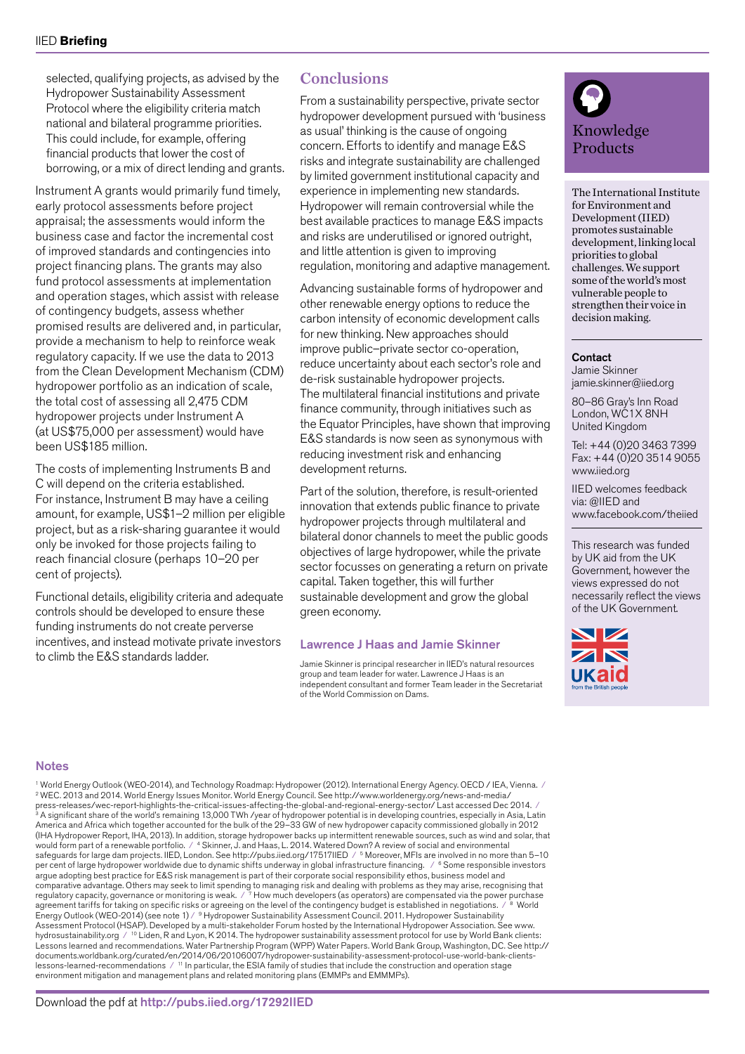selected, qualifying projects, as advised by the Hydropower Sustainability Assessment Protocol where the eligibility criteria match national and bilateral programme priorities. This could include, for example, offering financial products that lower the cost of borrowing, or a mix of direct lending and grants.

Instrument A grants would primarily fund timely, early protocol assessments before project appraisal; the assessments would inform the business case and factor the incremental cost of improved standards and contingencies into project financing plans. The grants may also fund protocol assessments at implementation and operation stages, which assist with release of contingency budgets, assess whether promised results are delivered and, in particular, provide a mechanism to help to reinforce weak regulatory capacity. If we use the data to 2013 from the Clean Development Mechanism (CDM) hydropower portfolio as an indication of scale, the total cost of assessing all 2,475 CDM hydropower projects under Instrument A (at US$75,000 per assessment) would have been US$185 million.

The costs of implementing Instruments B and C will depend on the criteria established. For instance, Instrument B may have a ceiling amount, for example, US$1–2 million per eligible project, but as a risk-sharing guarantee it would only be invoked for those projects failing to reach financial closure (perhaps 10–20 per cent of projects).

Functional details, eligibility criteria and adequate controls should be developed to ensure these funding instruments do not create perverse incentives, and instead motivate private investors to climb the E&S standards ladder.

## Conclusions

From a sustainability perspective, private sector hydropower development pursued with 'business as usual' thinking is the cause of ongoing concern. Efforts to identify and manage E&S risks and integrate sustainability are challenged by limited government institutional capacity and experience in implementing new standards. Hydropower will remain controversial while the best available practices to manage E&S impacts and risks are underutilised or ignored outright, and little attention is given to improving regulation, monitoring and adaptive management.

Advancing sustainable forms of hydropower and other renewable energy options to reduce the carbon intensity of economic development calls for new thinking. New approaches should improve public–private sector co-operation, reduce uncertainty about each sector's role and de-risk sustainable hydropower projects. The multilateral financial institutions and private finance community, through initiatives such as the Equator Principles, have shown that improving E&S standards is now seen as synonymous with reducing investment risk and enhancing development returns.

Part of the solution, therefore, is result-oriented innovation that extends public finance to private hydropower projects through multilateral and bilateral donor channels to meet the public goods objectives of large hydropower, while the private sector focusses on generating a return on private capital. Taken together, this will further sustainable development and grow the global green economy.

**Lawrence J Haas and Jamie Skinner**

Jamie Skinner is principal researcher in IIED's natural resources group and team leader for water. Lawrence J Haas is an independent consultant and former Team leader in the Secretariat of the World Commission on Dams.

## Knowledge Products

The International Institute for Environment and Development (IIED) promotes sustainable development, linking local priorities to global challenges. We support some of the world's most vulnerable people to strengthen their voice in decision making.

**Contact**
Jamie Skinner
jamie.skinner@iied.org

80–86 Gray's Inn Road
London, WC1X 8NH
United Kingdom

Tel: +44 (0)20 3463 7399
Fax: +44 (0)20 3514 9055
www.iied.org

IIED welcomes feedback via: @IIED and www.facebook.com/theiied

This research was funded by UK aid from the UK Government, however the views expressed do not necessarily reflect the views of the UK Government.

UKaid from the British people

## Notes

[1] World Energy Outlook (WEO-2014), and Technology Roadmap: Hydropower (2012). International Energy Agency. OECD / IEA, Vienna. / [2] WEC. 2013 and 2014. World Energy Issues Monitor. World Energy Council. See http://www.worldenergy.org/news-and-media/press-releases/wec-report-highlights-the-critical-issues-affecting-the-global-and-regional-energy-sector/ Last accessed Dec 2014. / [3] A significant share of the world's remaining 13,000 TWh /year of hydropower potential is in developing countries, especially in Asia, Latin America and Africa which together accounted for the bulk of the 29–33 GW of new hydropower capacity commissioned globally in 2012 (IHA Hydropower Report, IHA, 2013). In addition, storage hydropower backs up intermittent renewable sources, such as wind and solar, that would form part of a renewable portfolio. / [4] Skinner, J. and Haas, L. 2014. Watered Down? A review of social and environmental safeguards for large dam projects. IIED, London. See http://pubs.iied.org/17517IIED / [5] Moreover, MFIs are involved in no more than 5–10 per cent of large hydropower worldwide due to dynamic shifts underway in global infrastructure financing. / [6] Some responsible investors argue adopting best practice for E&S risk management is part of their corporate social responsibility ethos, business model and comparative advantage. Others may seek to limit spending to managing risk and dealing with problems as they may arise, recognising that regulatory capacity, governance or monitoring is weak. / [7] How much developers (as operators) are compensated via the power purchase agreement tariffs for taking on specific risks or agreeing on the level of the contingency budget is established in negotiations. / [8] World Energy Outlook (WEO-2014) (see note 1) / [9] Hydropower Sustainability Assessment Council. 2011. Hydropower Sustainability Assessment Protocol (HSAP). Developed by a multi-stakeholder Forum hosted by the International Hydropower Association. See www.hydrosustainability.org / [10] Liden, R and Lyon, K 2014. The hydropower sustainability assessment protocol for use by World Bank clients: Lessons learned and recommendations. Water Partnership Program (WPP) Water Papers. World Bank Group, Washington, DC. See http://documents.worldbank.org/curated/en/2014/06/20106007/hydropower-sustainability-assessment-protocol-use-world-bank-clients-lessons-learned-recommendations / [11] In particular, the ESIA family of studies that include the construction and operation stage environment mitigation and management plans and related monitoring plans (EMMPs and EMMMPs).

Download the pdf at **http://pubs.iied.org/17292IIED**